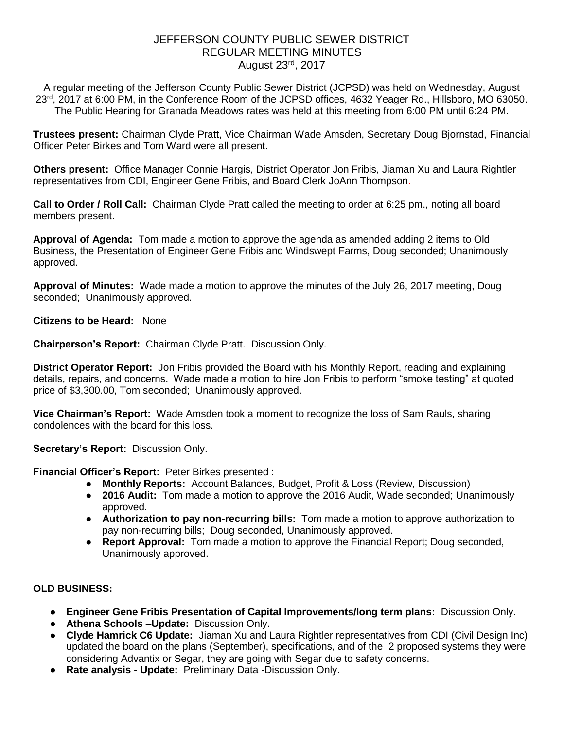# JEFFERSON COUNTY PUBLIC SEWER DISTRICT
## REGULAR MEETING MINUTES
### August 23rd, 2017

A regular meeting of the Jefferson County Public Sewer District (JCPSD) was held on Wednesday, August 23rd, 2017 at 6:00 PM, in the Conference Room of the JCPSD offices, 4632 Yeager Rd., Hillsboro, MO 63050. The Public Hearing for Granada Meadows rates was held at this meeting from 6:00 PM until 6:24 PM.

**Trustees present:** Chairman Clyde Pratt, Vice Chairman Wade Amsden, Secretary Doug Bjornstad, Financial Officer Peter Birkes and Tom Ward were all present.

**Others present:** Office Manager Connie Hargis, District Operator Jon Fribis, Jiaman Xu and Laura Rightler representatives from CDI, Engineer Gene Fribis, and Board Clerk JoAnn Thompson.

**Call to Order / Roll Call:** Chairman Clyde Pratt called the meeting to order at 6:25 pm., noting all board members present.

**Approval of Agenda:** Tom made a motion to approve the agenda as amended adding 2 items to Old Business, the Presentation of Engineer Gene Fribis and Windswept Farms, Doug seconded; Unanimously approved.

**Approval of Minutes:** Wade made a motion to approve the minutes of the July 26, 2017 meeting, Doug seconded; Unanimously approved.

**Citizens to be Heard:** None

**Chairperson's Report:** Chairman Clyde Pratt. Discussion Only.

**District Operator Report:** Jon Fribis provided the Board with his Monthly Report, reading and explaining details, repairs, and concerns. Wade made a motion to hire Jon Fribis to perform "smoke testing" at quoted price of $3,300.00, Tom seconded; Unanimously approved.

**Vice Chairman's Report:** Wade Amsden took a moment to recognize the loss of Sam Rauls, sharing condolences with the board for this loss.

**Secretary's Report:** Discussion Only.

**Financial Officer's Report:** Peter Birkes presented :

- **Monthly Reports:** Account Balances, Budget, Profit & Loss (Review, Discussion)
- **2016 Audit:** Tom made a motion to approve the 2016 Audit, Wade seconded; Unanimously approved.
- **Authorization to pay non-recurring bills:** Tom made a motion to approve authorization to pay non-recurring bills; Doug seconded, Unanimously approved.
- **Report Approval:** Tom made a motion to approve the Financial Report; Doug seconded, Unanimously approved.

**OLD BUSINESS:**

- **Engineer Gene Fribis Presentation of Capital Improvements/long term plans:** Discussion Only.
- **Athena Schools –Update:** Discussion Only.
- **Clyde Hamrick C6 Update:** Jiaman Xu and Laura Rightler representatives from CDI (Civil Design Inc) updated the board on the plans (September), specifications, and of the 2 proposed systems they were considering Advantix or Segar, they are going with Segar due to safety concerns.
- **Rate analysis - Update:** Preliminary Data -Discussion Only.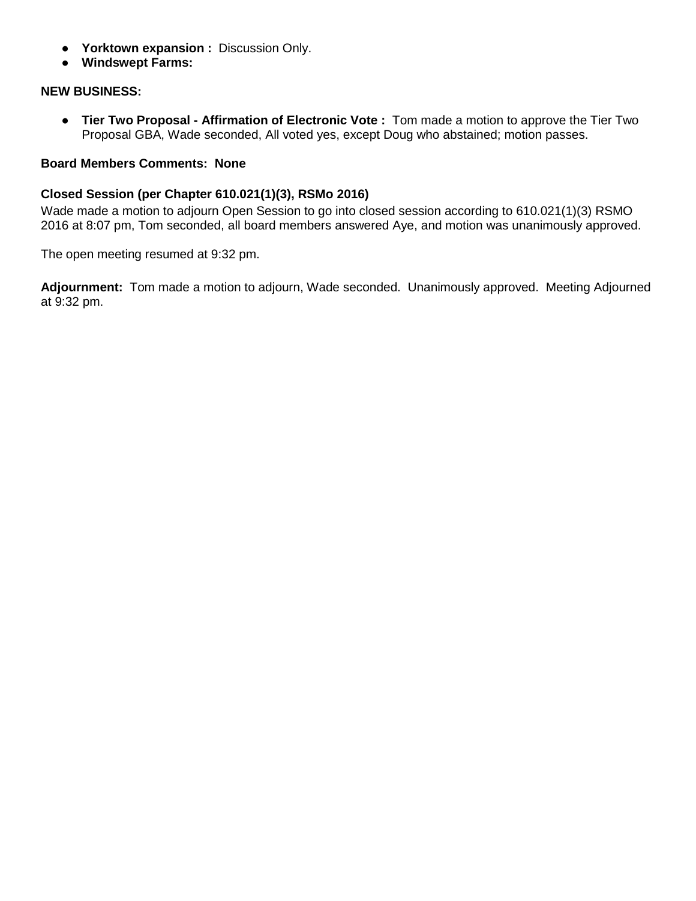- **Yorktown expansion :** Discussion Only.
- **Windswept Farms:**

**NEW BUSINESS:**

- **Tier Two Proposal - Affirmation of Electronic Vote :** Tom made a motion to approve the Tier Two Proposal GBA, Wade seconded, All voted yes, except Doug who abstained; motion passes.

**Board Members Comments: None**

**Closed Session (per Chapter 610.021(1)(3), RSMo 2016)**

Wade made a motion to adjourn Open Session to go into closed session according to 610.021(1)(3) RSMO 2016 at 8:07 pm, Tom seconded, all board members answered Aye, and motion was unanimously approved.

The open meeting resumed at 9:32 pm.

**Adjournment:** Tom made a motion to adjourn, Wade seconded. Unanimously approved. Meeting Adjourned at 9:32 pm.